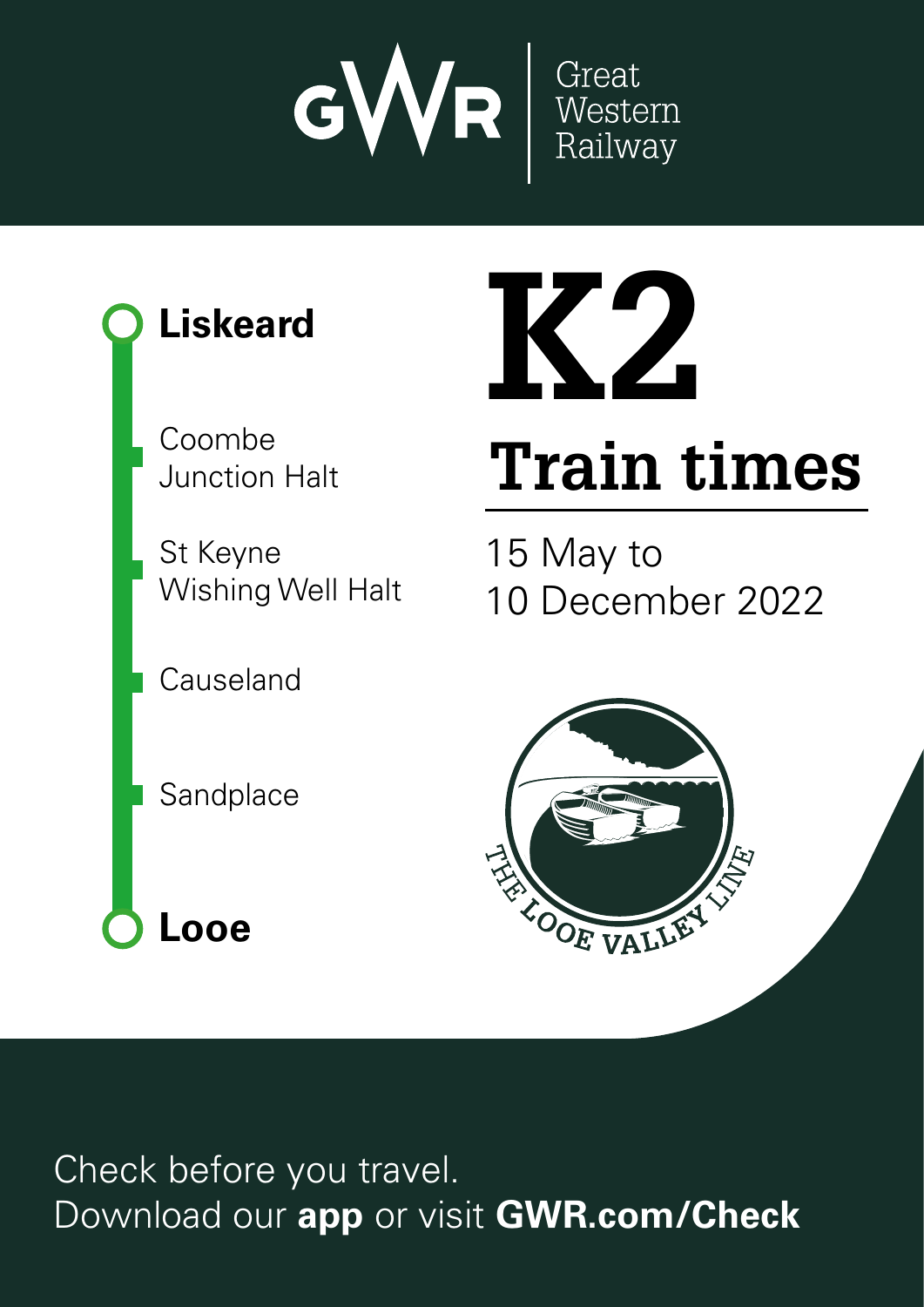GWR | Great Western Railway

# K2

## Train times

15 May to
10 December 2022

**Liskeard**

- Coombe Junction Halt
- St Keyne Wishing Well Halt
- Causeland
- Sandplace

**Looe**

THE LOOE VALLEY LINE

Check before you travel.
Download our **app** or visit **GWR.com/Check**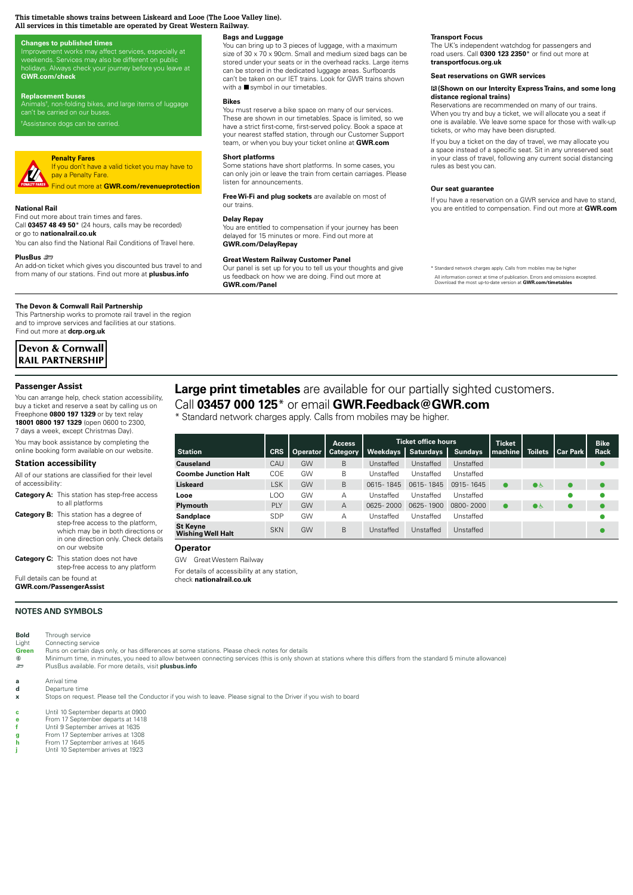**This timetable shows trains between Liskeard and Looe (The Looe Valley line).**
**All services in this timetable are operated by Great Western Railway.**

### Changes to published times

Improvement works may affect services, especially at weekends. Services may also be different on public holidays. Always check your journey before you leave at **GWR.com/check**

### Replacement buses

Animals†, non-folding bikes, and large items of luggage can't be carried on our buses.

†Assistance dogs can be carried.

### Penalty Fares

If you don't have a valid ticket you may have to pay a Penalty Fare.

Find out more at **GWR.com/revenueprotection**

### National Rail

Find out more about train times and fares.
Call **03457 48 49 50*** (24 hours, calls may be recorded) or go to **nationalrail.co.uk**

You can also find the National Rail Conditions of Travel here.

### PlusBus

An add-on ticket which gives you discounted bus travel to and from many of our stations. Find out more at **plusbus.info**

### Bags and Luggage

You can bring up to 3 pieces of luggage, with a maximum size of 30 x 70 x 90cm. Small and medium sized bags can be stored under your seats or in the overhead racks. Large items can be stored in the dedicated luggage areas. Surfboards can't be taken on our IET trains. Look for GWR trains shown with a ■ symbol in our timetables.

### Bikes

You must reserve a bike space on many of our services. These are shown in our timetables. Space is limited, so we have a strict first-come, first-served policy. Book a space at your nearest staffed station, through our Customer Support team, or when you buy your ticket online at **GWR.com**

### Short platforms

Some stations have short platforms. In some cases, you can only join or leave the train from certain carriages. Please listen for announcements.

**Free Wi-Fi and plug sockets** are available on most of our trains.

### Delay Repay

You are entitled to compensation if your journey has been delayed for 15 minutes or more. Find out more at **GWR.com/DelayRepay**

### Great Western Railway Customer Panel

Our panel is set up for you to tell us your thoughts and give us feedback on how we are doing. Find out more at **GWR.com/Panel**

### Transport Focus

The UK's independent watchdog for passengers and road users. Call **0300 123 2350*** or find out more at **transportfocus.org.uk**

### Seat reservations on GWR services

**(Shown on our Intercity Express Trains, and some long distance regional trains)**

Reservations are recommended on many of our trains. When you try and buy a ticket, we will allocate you a seat if one is available. We leave some space for those with walk-up tickets, or who may have been disrupted.

If you buy a ticket on the day of travel, we may allocate you a space instead of a specific seat. Sit in any unreserved seat in your class of travel, following any current social distancing rules as best you can.

### Our seat guarantee

If you have a reservation on a GWR service and have to stand, you are entitled to compensation. Find out more at **GWR.com**

\* Standard network charges apply. Calls from mobiles may be higher

All information correct at time of publication. Errors and omissions excepted.
Download the most up-to-date version at **GWR.com/timetables**

### The Devon & Cornwall Rail Partnership

This Partnership works to promote rail travel in the region and to improve services and facilities at our stations.
Find out more at **dcrp.org.uk**

**Devon & Cornwall RAIL PARTNERSHIP**

### Passenger Assist

You can arrange help, check station accessibility, buy a ticket and reserve a seat by calling us on Freephone **0800 197 1329** or by text relay **18001 0800 197 1329** (open 0600 to 2300, 7 days a week, except Christmas Day).

You may book assistance by completing the online booking form available on our website.

### Station accessibility

All of our stations are classified for their level of accessibility:

**Category A:** This station has step-free access to all platforms

**Category B:** This station has a degree of step-free access to the platform, which may be in both directions or in one direction only. Check details on our website

**Category C:** This station does not have step-free access to any platform

Full details can be found at **GWR.com/PassengerAssist**

**Large print timetables** are available for our partially sighted customers.
Call **03457 000 125*** or email **GWR.Feedback@GWR.com**
\* Standard network charges apply. Calls from mobiles may be higher.

| Station | CRS | Operator | Access Category | Ticket office hours | | | Ticket machine | Toilets | Car Park | Bike Rack |
|---|---|---|---|---|---|---|---|---|---|---|
| | | | | Weekdays | Saturdays | Sundays | | | | |
| **Causeland** | CAU | GW | B | Unstaffed | Unstaffed | Unstaffed | | | | ● |
| **Coombe Junction Halt** | COE | GW | B | Unstaffed | Unstaffed | Unstaffed | | | | |
| **Liskeard** | LSK | GW | B | 0615-1845 | 0615-1845 | 0915-1645 | ● | ● ♿ | ● | ● |
| **Looe** | LOO | GW | A | Unstaffed | Unstaffed | Unstaffed | | | ● | ● |
| **Plymouth** | PLY | GW | A | 0625-2000 | 0625-1900 | 0800-2000 | ● | ● ♿ | ● | ● |
| **Sandplace** | SDP | GW | A | Unstaffed | Unstaffed | Unstaffed | | | | ● |
| **St Keyne Wishing Well Halt** | SKN | GW | B | Unstaffed | Unstaffed | Unstaffed | | | | ● |

### Operator

GW Great Western Railway

For details of accessibility at any station, check **nationalrail.co.uk**

## NOTES AND SYMBOLS

**Bold** Through service
Light Connecting service
**Green** Runs on certain days only, or has differences at some stations. Please check notes for details
⑤ Minimum time, in minutes, you need to allow between connecting services (this is only shown at stations where this differs from the standard 5 minute allowance)
PlusBus available. For more details, visit **plusbus.info**

**a** Arrival time
**d** Departure time
**x** Stops on request. Please tell the Conductor if you wish to leave. Please signal to the Driver if you wish to board

**c** Until 10 September departs at 0900
**e** From 17 September departs at 1418
**f** Until 9 September arrives at 1635
**g** From 17 September arrives at 1308
**h** From 17 September arrives at 1645
**j** Until 10 September arrives at 1923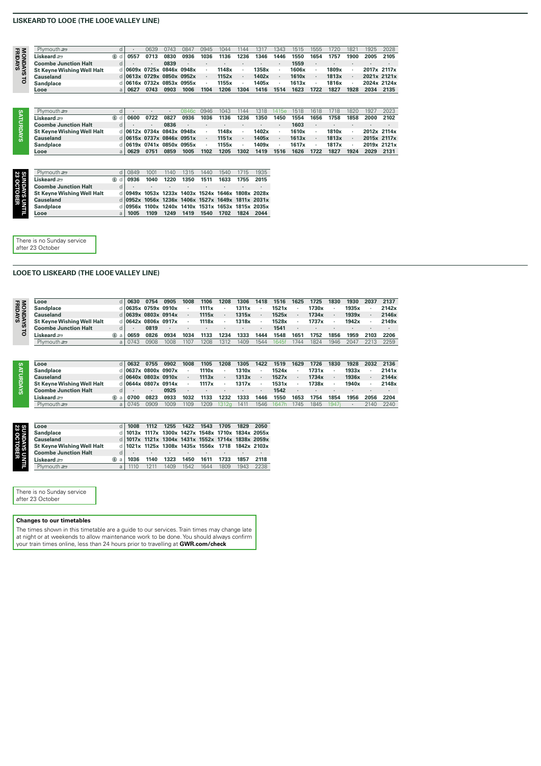## LISKEARD TO LOOE (THE LOOE VALLEY LINE)

### MONDAYS TO FRIDAYS

| | | | | | | | | | | | | | | | | | |
|---|---|---|---|---|---|---|---|---|---|---|---|---|---|---|---|---|---|
| Plymouth | d | · | 0639 | 0743 | 0847 | 0945 | 1044 | 1144 | 1317 | 1343 | 1515 | 1555 | 1720 | 1821 | 1925 | 2028 |
| **Liskeard** | ⑥ d | **0557** | **0713** | **0830** | **0936** | **1036** | **1136** | **1236** | **1346** | **1446** | **1550** | **1654** | **1757** | **1900** | **2005** | **2105** |
| **Coombe Junction Halt** | d | · | · | **0839** | · | · | · | · | · | · | **1559** | · | · | · | · | · |
| **St Keyne Wishing Well Halt** | d | **0609x** | **0725x** | **0846x** | **0948x** | · | **1148x** | · | **1358x** | · | **1606x** | · | **1809x** | · | **2017x** | **2117x** |
| **Causeland** | d | **0613x** | **0729x** | **0850x** | **0952x** | · | **1152x** | · | **1402x** | · | **1610x** | · | **1813x** | · | **2021x** | **2121x** |
| **Sandplace** | d | **0616x** | **0732x** | **0853x** | **0955x** | · | **1155x** | · | **1405x** | · | **1613x** | · | **1816x** | · | **2024x** | **2124x** |
| **Looe** | a | **0627** | **0743** | **0903** | **1006** | **1104** | **1206** | **1304** | **1416** | **1514** | **1623** | **1722** | **1827** | **1928** | **2034** | **2135** |

### SATURDAYS

| | | | | | | | | | | | | | | | | | |
|---|---|---|---|---|---|---|---|---|---|---|---|---|---|---|---|---|---|
| Plymouth | d | · | · | · | 0846c | 0946 | 1043 | 1144 | 1318 | 1415e | 1518 | 1618 | 1718 | 1820 | 1927 | 2023 |
| **Liskeard** | ⑥ d | **0600** | **0722** | **0827** | **0936** | **1036** | **1136** | **1236** | **1350** | **1450** | **1554** | **1656** | **1758** | **1858** | **2000** | **2102** |
| **Coombe Junction Halt** | d | · | · | **0836** | · | · | · | · | · | · | **1603** | · | · | · | · | · |
| **St Keyne Wishing Well Halt** | d | **0612x** | **0734x** | **0843x** | **0948x** | · | **1148x** | · | **1402x** | · | **1610x** | · | **1810x** | · | **2012x** | **2114x** |
| **Causeland** | d | **0615x** | **0737x** | **0846x** | **0951x** | · | **1151x** | · | **1405x** | · | **1613x** | · | **1813x** | · | **2015x** | **2117x** |
| **Sandplace** | d | **0619x** | **0741x** | **0850x** | **0955x** | · | **1155x** | · | **1409x** | · | **1617x** | · | **1817x** | · | **2019x** | **2121x** |
| **Looe** | a | **0629** | **0751** | **0859** | **1005** | **1102** | **1205** | **1302** | **1419** | **1516** | **1626** | **1722** | **1827** | **1924** | **2029** | **2131** |

### SUNDAYS UNTIL 23 OCTOBER

| | | | | | | | | | |
|---|---|---|---|---|---|---|---|---|---|
| Plymouth | d | 0849 | 1001 | 1140 | 1315 | 1440 | 1540 | 1715 | 1935 |
| **Liskeard** | ⑥ d | **0936** | **1040** | **1220** | **1350** | **1511** | **1633** | **1755** | **2015** |
| **Coombe Junction Halt** | d | · | · | · | · | · | · | · | · |
| **St Keyne Wishing Well Halt** | d | **0949x** | **1053x** | **1233x** | **1403x** | **1524x** | **1646x** | **1808x** | **2028x** |
| **Causeland** | d | **0952x** | **1056x** | **1236x** | **1406x** | **1527x** | **1649x** | **1811x** | **2031x** |
| **Sandplace** | d | **0956x** | **1100x** | **1240x** | **1410x** | **1531x** | **1653x** | **1815x** | **2035x** |
| **Looe** | a | **1005** | **1109** | **1249** | **1419** | **1540** | **1702** | **1824** | **2044** |

There is no Sunday service after 23 October

## LOOE TO LISKEARD (THE LOOE VALLEY LINE)

### MONDAYS TO FRIDAYS

| | | | | | | | | | | | | | | | | | |
|---|---|---|---|---|---|---|---|---|---|---|---|---|---|---|---|---|---|
| **Looe** | d | **0630** | **0754** | **0905** | **1008** | **1106** | **1208** | **1306** | **1418** | **1516** | **1625** | **1725** | **1830** | **1930** | **2037** | **2137** |
| **Sandplace** | d | **0635x** | **0759x** | **0910x** | · | **1111x** | · | **1311x** | · | **1521x** | · | **1730x** | · | **1935x** | · | **2142x** |
| **Causeland** | d | **0639x** | **0803x** | **0914x** | · | **1115x** | · | **1315x** | · | **1525x** | · | **1734x** | · | **1939x** | · | **2146x** |
| **St Keyne Wishing Well Halt** | d | **0642x** | **0806x** | **0917x** | · | **1118x** | · | **1318x** | · | **1528x** | · | **1737x** | · | **1942x** | · | **2149x** |
| **Coombe Junction Halt** | d | · | **0819** | · | · | · | · | · | · | **1541** | · | · | · | · | · | · |
| **Liskeard** | ⑥ a | **0659** | **0826** | **0934** | **1034** | **1133** | **1234** | **1333** | **1444** | **1548** | **1651** | **1752** | **1856** | **1959** | **2103** | **2206** |
| Plymouth | a | 0743 | 0908 | 1008 | 1107 | 1208 | 1312 | 1409 | 1544 | 1645f | 1744 | 1824 | 1946 | 2047 | 2213 | 2259 |

### SATURDAYS

| | | | | | | | | | | | | | | | | | |
|---|---|---|---|---|---|---|---|---|---|---|---|---|---|---|---|---|---|
| **Looe** | d | **0632** | **0755** | **0902** | **1008** | **1105** | **1208** | **1305** | **1422** | **1519** | **1629** | **1726** | **1830** | **1928** | **2032** | **2136** |
| **Sandplace** | d | **0637x** | **0800x** | **0907x** | · | **1110x** | · | **1310x** | · | **1524x** | · | **1731x** | · | **1933x** | · | **2141x** |
| **Causeland** | d | **0640x** | **0803x** | **0910x** | · | **1113x** | · | **1313x** | · | **1527x** | · | **1734x** | · | **1936x** | · | **2144x** |
| **St Keyne Wishing Well Halt** | d | **0644x** | **0807x** | **0914x** | · | **1117x** | · | **1317x** | · | **1531x** | · | **1738x** | · | **1940x** | · | **2148x** |
| **Coombe Junction Halt** | d | · | · | **0925** | · | · | · | · | · | **1542** | · | · | · | · | · | · |
| **Liskeard** | ⑥ a | **0700** | **0823** | **0933** | **1032** | **1133** | **1232** | **1333** | **1446** | **1550** | **1653** | **1754** | **1854** | **1956** | **2056** | **2204** |
| Plymouth | a | 0745 | 0909 | 1009 | 1109 | 1209 | 1312g | 1411 | 1546 | 1647h | 1745 | 1845 | 1947j | · | 2140 | 2240 |

### SUNDAYS UNTIL 23 OCTOBER

| | | | | | | | | | |
|---|---|---|---|---|---|---|---|---|---|
| **Looe** | d | **1008** | **1112** | **1255** | **1422** | **1543** | **1705** | **1829** | **2050** |
| **Sandplace** | d | **1013x** | **1117x** | **1300x** | **1427x** | **1548x** | **1710x** | **1834x** | **2055x** |
| **Causeland** | d | **1017x** | **1121x** | **1304x** | **1431x** | **1552x** | **1714x** | **1838x** | **2059x** |
| **St Keyne Wishing Well Halt** | d | **1021x** | **1125x** | **1308x** | **1435x** | **1556x** | **1718** | **1842x** | **2103x** |
| **Coombe Junction Halt** | d | · | · | · | · | · | · | · | · |
| **Liskeard** | ⑥ a | **1036** | **1140** | **1323** | **1450** | **1611** | **1733** | **1857** | **2118** |
| Plymouth | a | 1110 | 1211 | 1409 | 1542 | 1644 | 1809 | 1943 | 2238 |

There is no Sunday service after 23 October

**Changes to our timetables**

The times shown in this timetable are a guide to our services. Train times may change late at night or at weekends to allow maintenance work to be done. You should always confirm your train times online, less than 24 hours prior to travelling at **GWR.com/check**